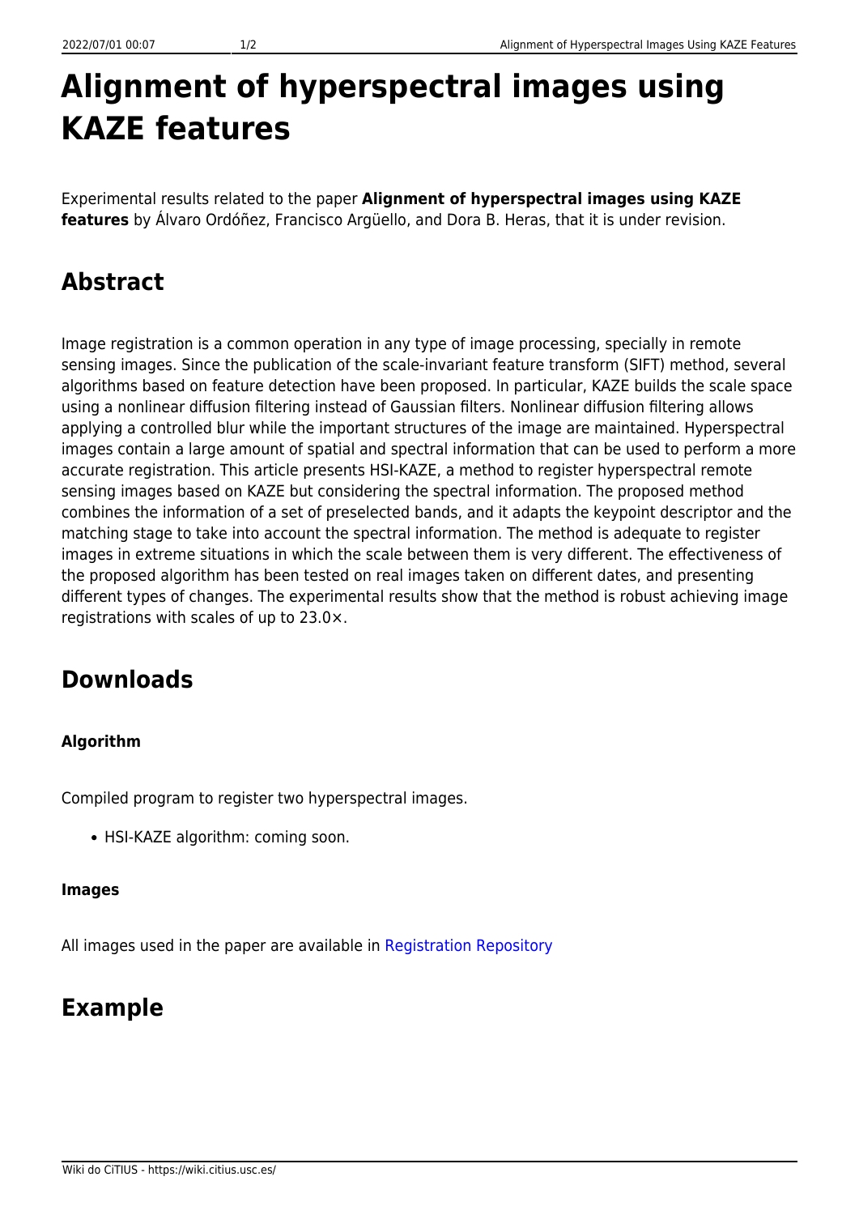# Alignment of hyperspectral images using KAZE features

Experimental results related to the paper **Alignment of hyperspectral images using KAZE features** by Álvaro Ordóñez, Francisco Argüello, and Dora B. Heras, that it is under revision.

## Abstract

Image registration is a common operation in any type of image processing, specially in remote sensing images. Since the publication of the scale-invariant feature transform (SIFT) method, several algorithms based on feature detection have been proposed. In particular, KAZE builds the scale space using a nonlinear diffusion filtering instead of Gaussian filters. Nonlinear diffusion filtering allows applying a controlled blur while the important structures of the image are maintained. Hyperspectral images contain a large amount of spatial and spectral information that can be used to perform a more accurate registration. This article presents HSI-KAZE, a method to register hyperspectral remote sensing images based on KAZE but considering the spectral information. The proposed method combines the information of a set of preselected bands, and it adapts the keypoint descriptor and the matching stage to take into account the spectral information. The method is adequate to register images in extreme situations in which the scale between them is very different. The effectiveness of the proposed algorithm has been tested on real images taken on different dates, and presenting different types of changes. The experimental results show that the method is robust achieving image registrations with scales of up to 23.0×.

## Downloads

### Algorithm

Compiled program to register two hyperspectral images.

- HSI-KAZE algorithm: coming soon.

### Images

All images used in the paper are available in Registration Repository

## Example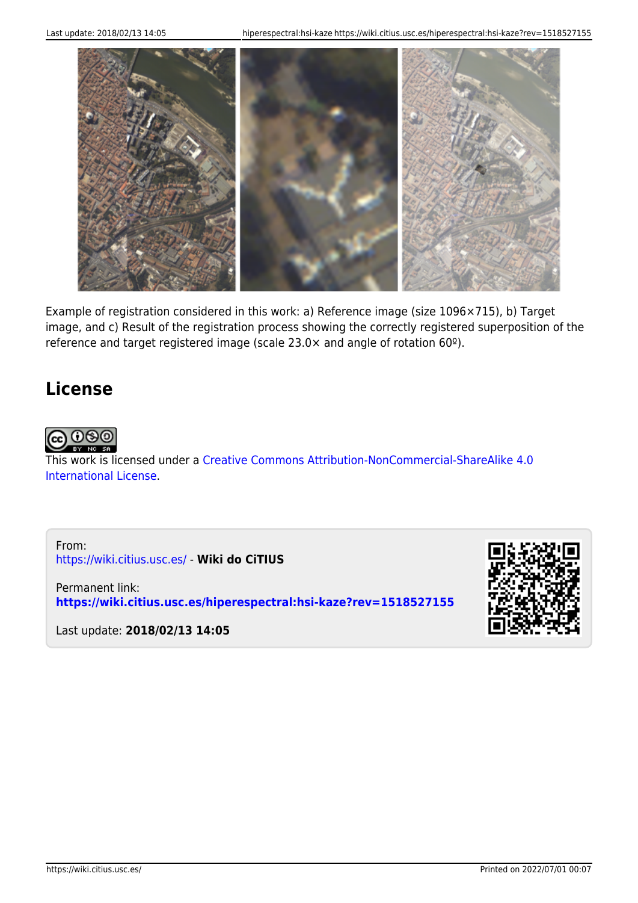Example of registration considered in this work: a) Reference image (size 1096×715), b) Target image, and c) Result of the registration process showing the correctly registered superposition of the reference and target registered image (scale 23.0× and angle of rotation 60º).

## License

This work is licensed under a Creative Commons Attribution-NonCommercial-ShareAlike 4.0 International License.

From:
https://wiki.citius.usc.es/ - **Wiki do CiTIUS**

Permanent link:
**https://wiki.citius.usc.es/hiperespectral:hsi-kaze?rev=1518527155**

Last update: **2018/02/13 14:05**